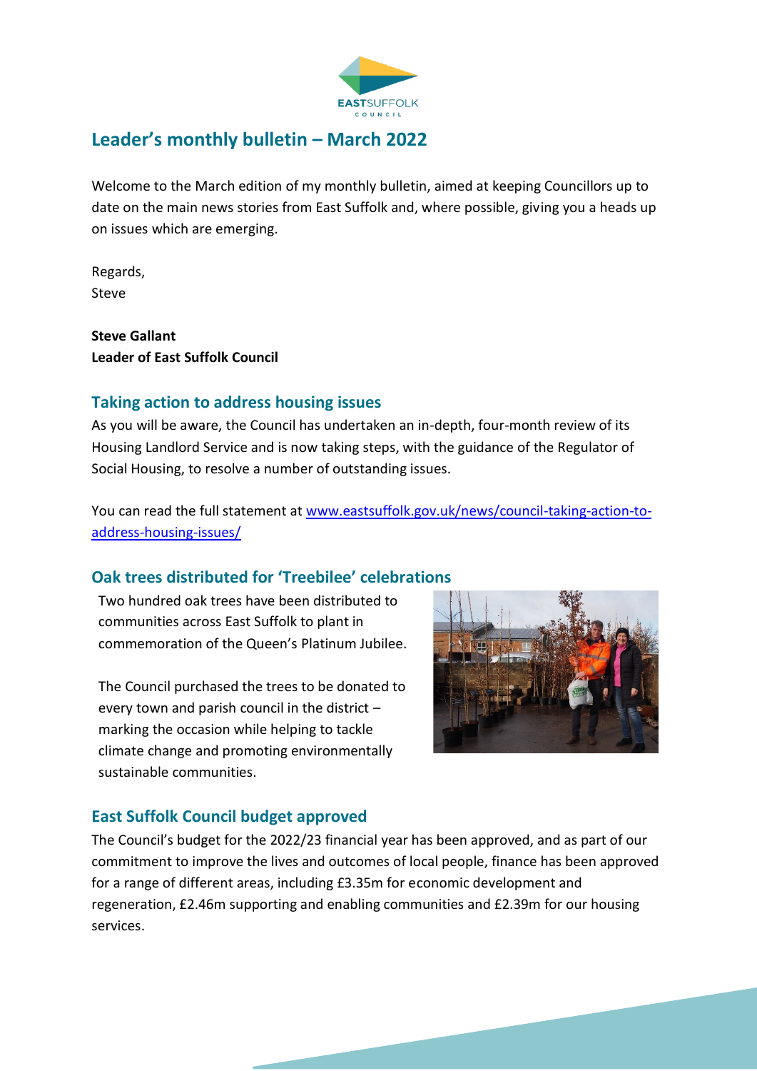# Leader's monthly bulletin – March 2022

Welcome to the March edition of my monthly bulletin, aimed at keeping Councillors up to date on the main news stories from East Suffolk and, where possible, giving you a heads up on issues which are emerging.

Regards,
Steve

**Steve Gallant**
**Leader of East Suffolk Council**

## Taking action to address housing issues

As you will be aware, the Council has undertaken an in-depth, four-month review of its Housing Landlord Service and is now taking steps, with the guidance of the Regulator of Social Housing, to resolve a number of outstanding issues.

You can read the full statement at [www.eastsuffolk.gov.uk/news/council-taking-action-to-address-housing-issues/](www.eastsuffolk.gov.uk/news/council-taking-action-to-address-housing-issues/)

## Oak trees distributed for 'Treebilee' celebrations

Two hundred oak trees have been distributed to communities across East Suffolk to plant in commemoration of the Queen's Platinum Jubilee.

The Council purchased the trees to be donated to every town and parish council in the district – marking the occasion while helping to tackle climate change and promoting environmentally sustainable communities.

## East Suffolk Council budget approved

The Council's budget for the 2022/23 financial year has been approved, and as part of our commitment to improve the lives and outcomes of local people, finance has been approved for a range of different areas, including £3.35m for economic development and regeneration, £2.46m supporting and enabling communities and £2.39m for our housing services.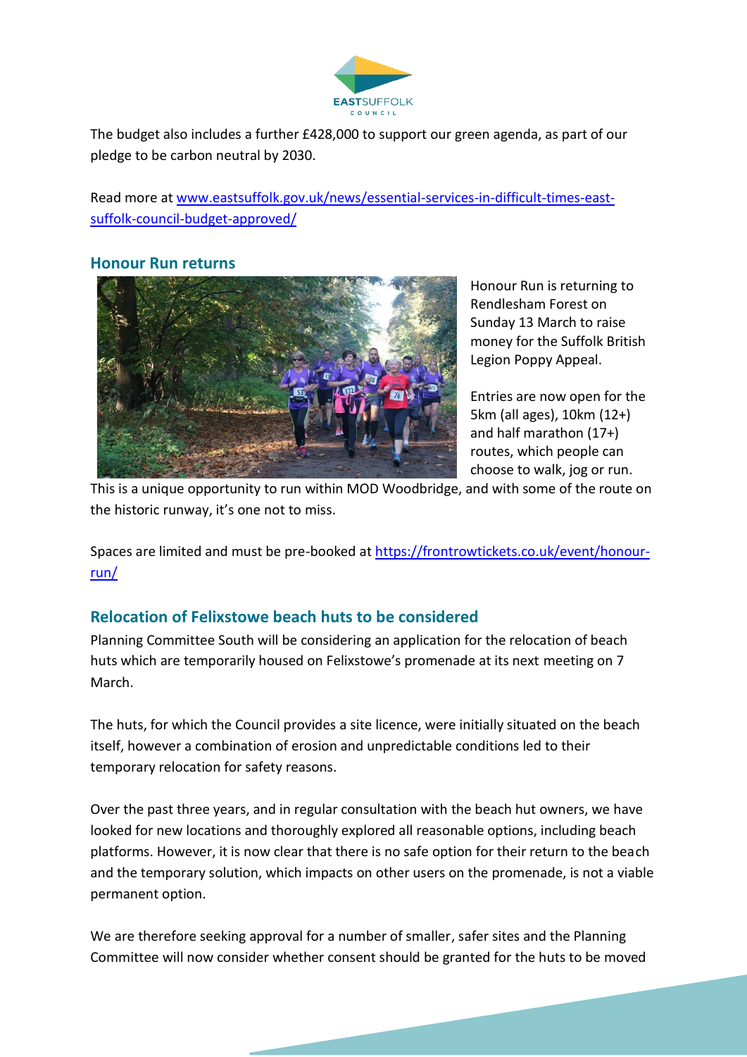The budget also includes a further £428,000 to support our green agenda, as part of our pledge to be carbon neutral by 2030.

Read more at [www.eastsuffolk.gov.uk/news/essential-services-in-difficult-times-east-suffolk-council-budget-approved/](www.eastsuffolk.gov.uk/news/essential-services-in-difficult-times-east-suffolk-council-budget-approved/)

## Honour Run returns

Honour Run is returning to Rendlesham Forest on Sunday 13 March to raise money for the Suffolk British Legion Poppy Appeal.

Entries are now open for the 5km (all ages), 10km (12+) and half marathon (17+) routes, which people can choose to walk, jog or run. This is a unique opportunity to run within MOD Woodbridge, and with some of the route on the historic runway, it's one not to miss.

Spaces are limited and must be pre-booked at [https://frontrowtickets.co.uk/event/honour-run/](https://frontrowtickets.co.uk/event/honour-run/)

## Relocation of Felixstowe beach huts to be considered

Planning Committee South will be considering an application for the relocation of beach huts which are temporarily housed on Felixstowe's promenade at its next meeting on 7 March.

The huts, for which the Council provides a site licence, were initially situated on the beach itself, however a combination of erosion and unpredictable conditions led to their temporary relocation for safety reasons.

Over the past three years, and in regular consultation with the beach hut owners, we have looked for new locations and thoroughly explored all reasonable options, including beach platforms. However, it is now clear that there is no safe option for their return to the beach and the temporary solution, which impacts on other users on the promenade, is not a viable permanent option.

We are therefore seeking approval for a number of smaller, safer sites and the Planning Committee will now consider whether consent should be granted for the huts to be moved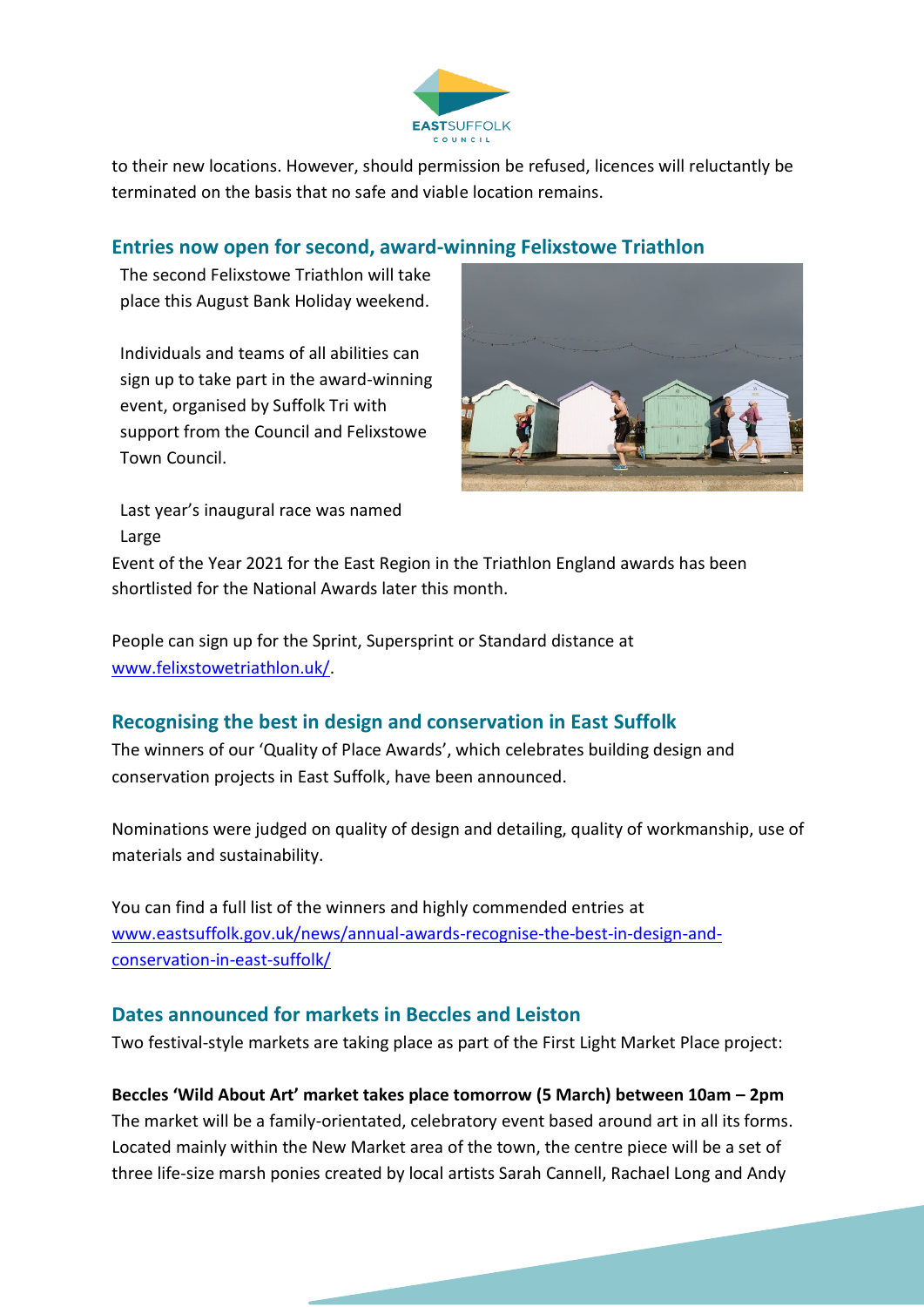to their new locations. However, should permission be refused, licences will reluctantly be terminated on the basis that no safe and viable location remains.

## Entries now open for second, award-winning Felixstowe Triathlon

The second Felixstowe Triathlon will take place this August Bank Holiday weekend.

Individuals and teams of all abilities can sign up to take part in the award-winning event, organised by Suffolk Tri with support from the Council and Felixstowe Town Council.

Last year's inaugural race was named Large Event of the Year 2021 for the East Region in the Triathlon England awards has been shortlisted for the National Awards later this month.

People can sign up for the Sprint, Supersprint or Standard distance at www.felixstowetriathlon.uk/.

## Recognising the best in design and conservation in East Suffolk

The winners of our 'Quality of Place Awards', which celebrates building design and conservation projects in East Suffolk, have been announced.

Nominations were judged on quality of design and detailing, quality of workmanship, use of materials and sustainability.

You can find a full list of the winners and highly commended entries at www.eastsuffolk.gov.uk/news/annual-awards-recognise-the-best-in-design-and-conservation-in-east-suffolk/

## Dates announced for markets in Beccles and Leiston

Two festival-style markets are taking place as part of the First Light Market Place project:

**Beccles 'Wild About Art' market takes place tomorrow (5 March) between 10am – 2pm**
The market will be a family-orientated, celebratory event based around art in all its forms. Located mainly within the New Market area of the town, the centre piece will be a set of three life-size marsh ponies created by local artists Sarah Cannell, Rachael Long and Andy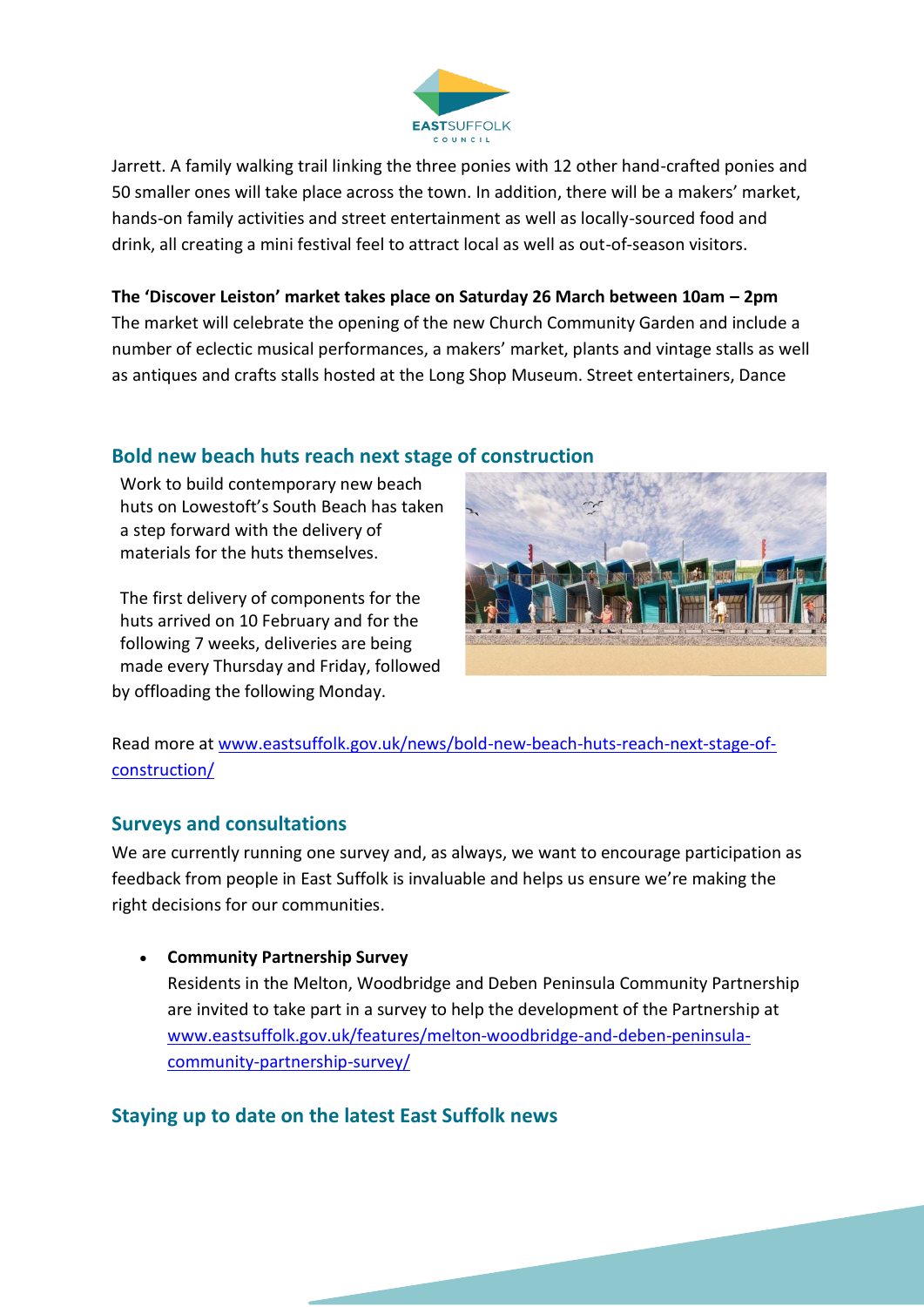Jarrett. A family walking trail linking the three ponies with 12 other hand-crafted ponies and 50 smaller ones will take place across the town. In addition, there will be a makers' market, hands-on family activities and street entertainment as well as locally-sourced food and drink, all creating a mini festival feel to attract local as well as out-of-season visitors.

**The 'Discover Leiston' market takes place on Saturday 26 March between 10am – 2pm**
The market will celebrate the opening of the new Church Community Garden and include a number of eclectic musical performances, a makers' market, plants and vintage stalls as well as antiques and crafts stalls hosted at the Long Shop Museum. Street entertainers, Dance

## Bold new beach huts reach next stage of construction

Work to build contemporary new beach huts on Lowestoft's South Beach has taken a step forward with the delivery of materials for the huts themselves.

The first delivery of components for the huts arrived on 10 February and for the following 7 weeks, deliveries are being made every Thursday and Friday, followed by offloading the following Monday.

Read more at www.eastsuffolk.gov.uk/news/bold-new-beach-huts-reach-next-stage-of-construction/

## Surveys and consultations

We are currently running one survey and, as always, we want to encourage participation as feedback from people in East Suffolk is invaluable and helps us ensure we're making the right decisions for our communities.

- **Community Partnership Survey**
  Residents in the Melton, Woodbridge and Deben Peninsula Community Partnership are invited to take part in a survey to help the development of the Partnership at www.eastsuffolk.gov.uk/features/melton-woodbridge-and-deben-peninsula-community-partnership-survey/

## Staying up to date on the latest East Suffolk news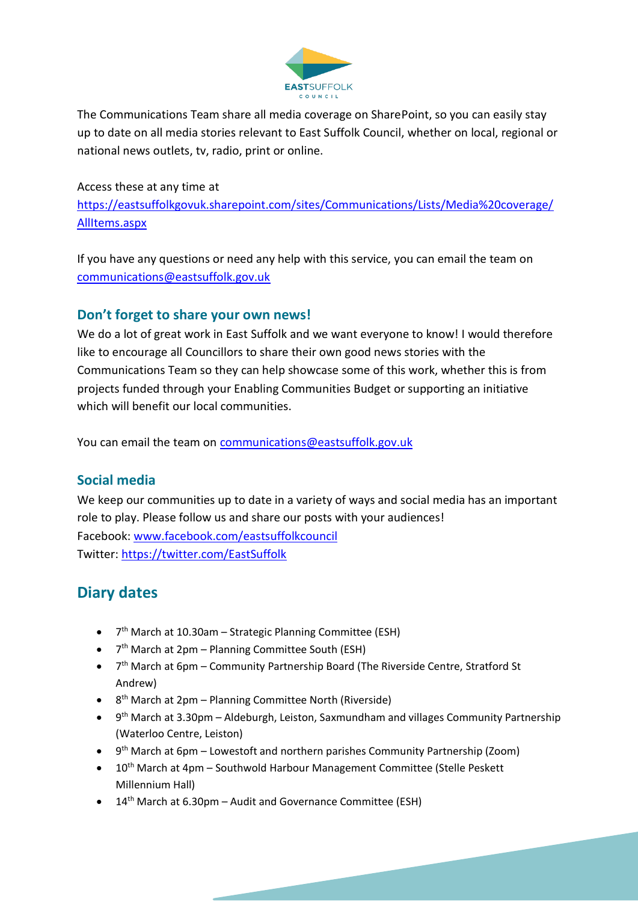The Communications Team share all media coverage on SharePoint, so you can easily stay up to date on all media stories relevant to East Suffolk Council, whether on local, regional or national news outlets, tv, radio, print or online.

Access these at any time at https://eastsuffolkgovuk.sharepoint.com/sites/Communications/Lists/Media%20coverage/AllItems.aspx

If you have any questions or need any help with this service, you can email the team on communications@eastsuffolk.gov.uk

### Don't forget to share your own news!

We do a lot of great work in East Suffolk and we want everyone to know! I would therefore like to encourage all Councillors to share their own good news stories with the Communications Team so they can help showcase some of this work, whether this is from projects funded through your Enabling Communities Budget or supporting an initiative which will benefit our local communities.

You can email the team on communications@eastsuffolk.gov.uk

### Social media

We keep our communities up to date in a variety of ways and social media has an important role to play. Please follow us and share our posts with your audiences!
Facebook: www.facebook.com/eastsuffolkcouncil
Twitter: https://twitter.com/EastSuffolk

## Diary dates

- 7th March at 10.30am – Strategic Planning Committee (ESH)
- 7th March at 2pm – Planning Committee South (ESH)
- 7th March at 6pm – Community Partnership Board (The Riverside Centre, Stratford St Andrew)
- 8th March at 2pm – Planning Committee North (Riverside)
- 9th March at 3.30pm – Aldeburgh, Leiston, Saxmundham and villages Community Partnership (Waterloo Centre, Leiston)
- 9th March at 6pm – Lowestoft and northern parishes Community Partnership (Zoom)
- 10th March at 4pm – Southwold Harbour Management Committee (Stelle Peskett Millennium Hall)
- 14th March at 6.30pm – Audit and Governance Committee (ESH)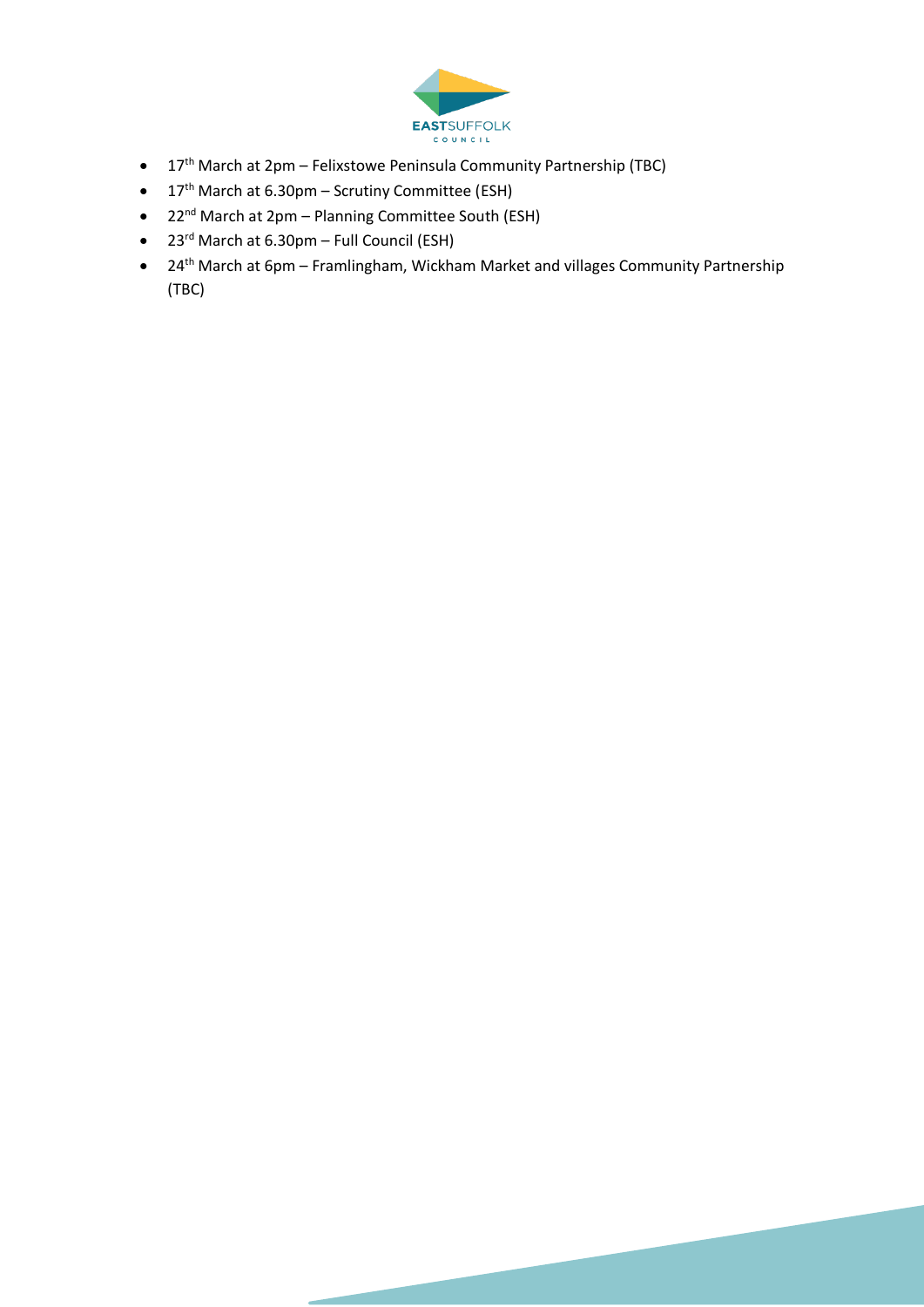- 17th March at 2pm – Felixstowe Peninsula Community Partnership (TBC)
- 17th March at 6.30pm – Scrutiny Committee (ESH)
- 22nd March at 2pm – Planning Committee South (ESH)
- 23rd March at 6.30pm – Full Council (ESH)
- 24th March at 6pm – Framlingham, Wickham Market and villages Community Partnership (TBC)